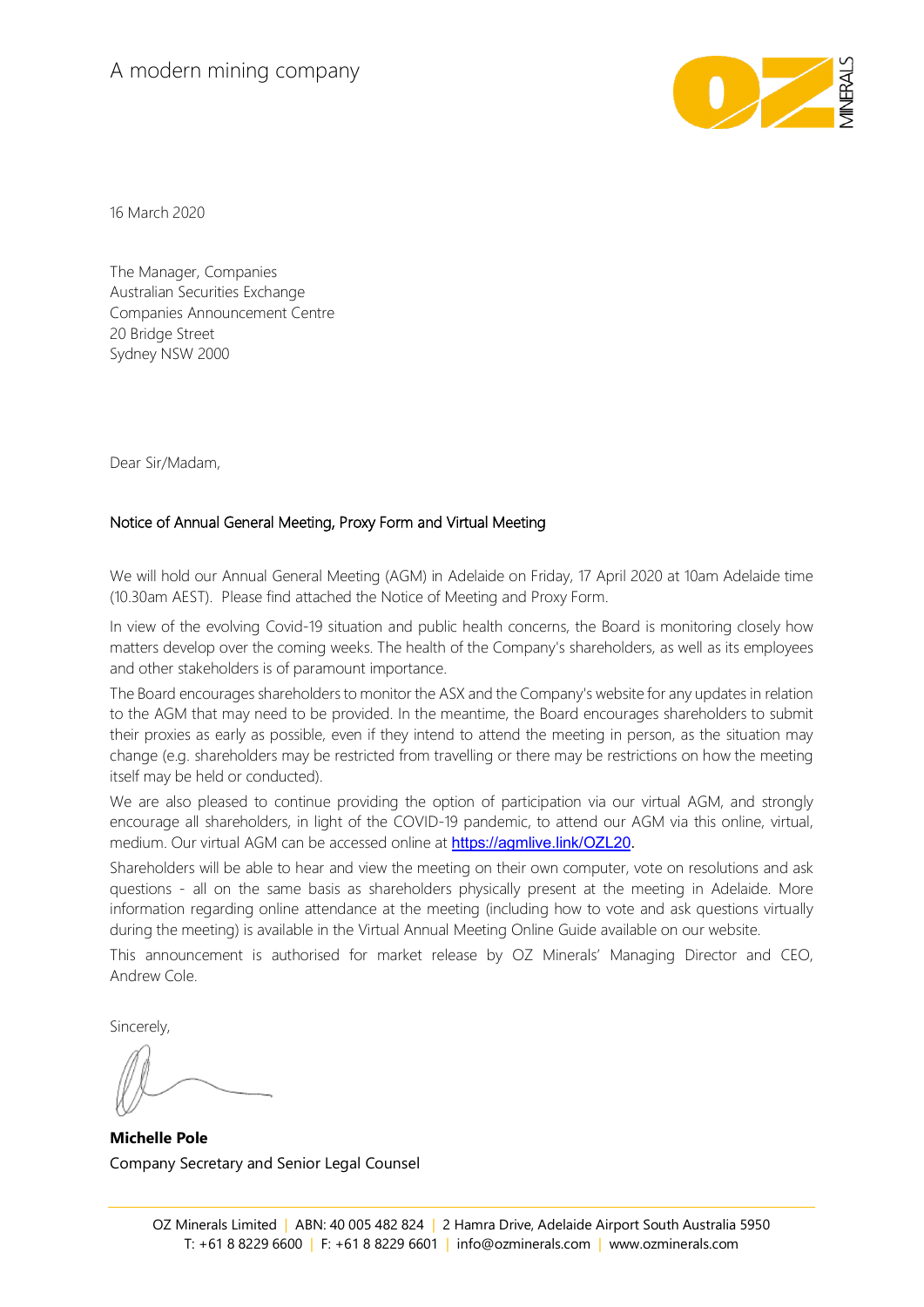A modern mining company

16 March 2020

The Manager, Companies
Australian Securities Exchange
Companies Announcement Centre
20 Bridge Street
Sydney NSW 2000

Dear Sir/Madam,

## Notice of Annual General Meeting, Proxy Form and Virtual Meeting

We will hold our Annual General Meeting (AGM) in Adelaide on Friday, 17 April 2020 at 10am Adelaide time (10.30am AEST). Please find attached the Notice of Meeting and Proxy Form.

In view of the evolving Covid-19 situation and public health concerns, the Board is monitoring closely how matters develop over the coming weeks. The health of the Company's shareholders, as well as its employees and other stakeholders is of paramount importance.

The Board encourages shareholders to monitor the ASX and the Company's website for any updates in relation to the AGM that may need to be provided. In the meantime, the Board encourages shareholders to submit their proxies as early as possible, even if they intend to attend the meeting in person, as the situation may change (e.g. shareholders may be restricted from travelling or there may be restrictions on how the meeting itself may be held or conducted).

We are also pleased to continue providing the option of participation via our virtual AGM, and strongly encourage all shareholders, in light of the COVID-19 pandemic, to attend our AGM via this online, virtual, medium. Our virtual AGM can be accessed online at https://agmlive.link/OZL20.

Shareholders will be able to hear and view the meeting on their own computer, vote on resolutions and ask questions - all on the same basis as shareholders physically present at the meeting in Adelaide. More information regarding online attendance at the meeting (including how to vote and ask questions virtually during the meeting) is available in the Virtual Annual Meeting Online Guide available on our website.

This announcement is authorised for market release by OZ Minerals' Managing Director and CEO, Andrew Cole.

Sincerely,

**Michelle Pole**
Company Secretary and Senior Legal Counsel

OZ Minerals Limited | ABN: 40 005 482 824 | 2 Hamra Drive, Adelaide Airport South Australia 5950
T: +61 8 8229 6600 | F: +61 8 8229 6601 | info@ozminerals.com | www.ozminerals.com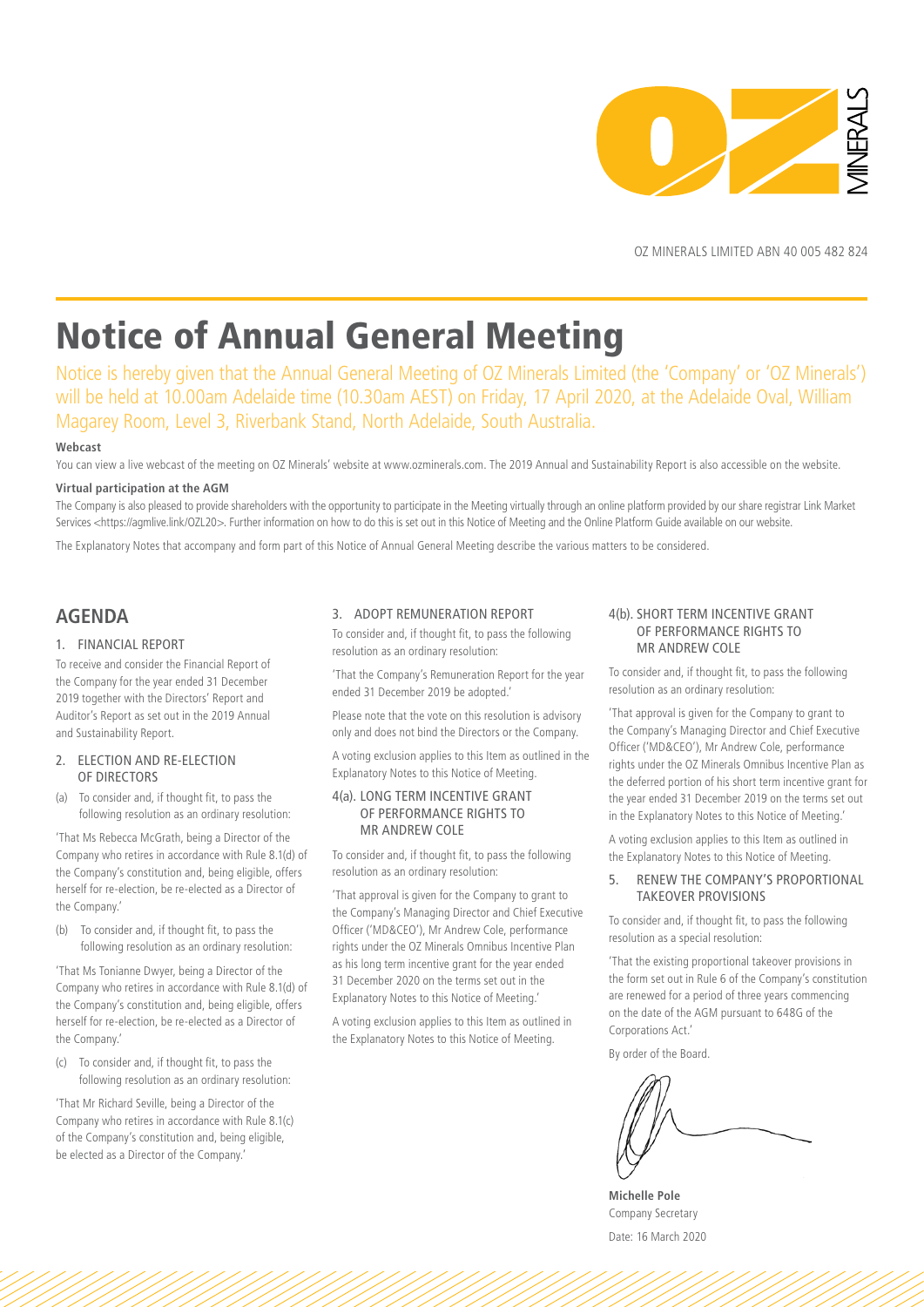OZ MINERALS LIMITED ABN 40 005 482 824

# Notice of Annual General Meeting

Notice is hereby given that the Annual General Meeting of OZ Minerals Limited (the 'Company' or 'OZ Minerals') will be held at 10.00am Adelaide time (10.30am AEST) on Friday, 17 April 2020, at the Adelaide Oval, William Magarey Room, Level 3, Riverbank Stand, North Adelaide, South Australia.

**Webcast**

You can view a live webcast of the meeting on OZ Minerals' website at www.ozminerals.com. The 2019 Annual and Sustainability Report is also accessible on the website.

**Virtual participation at the AGM**

The Company is also pleased to provide shareholders with the opportunity to participate in the Meeting virtually through an online platform provided by our share registrar Link Market Services <https://agmlive.link/OZL20>. Further information on how to do this is set out in this Notice of Meeting and the Online Platform Guide available on our website.

The Explanatory Notes that accompany and form part of this Notice of Annual General Meeting describe the various matters to be considered.

## AGENDA

### 1. FINANCIAL REPORT

To receive and consider the Financial Report of the Company for the year ended 31 December 2019 together with the Directors' Report and Auditor's Report as set out in the 2019 Annual and Sustainability Report.

### 2. ELECTION AND RE-ELECTION OF DIRECTORS

(a) To consider and, if thought fit, to pass the following resolution as an ordinary resolution:

'That Ms Rebecca McGrath, being a Director of the Company who retires in accordance with Rule 8.1(d) of the Company's constitution and, being eligible, offers herself for re-election, be re-elected as a Director of the Company.'

(b) To consider and, if thought fit, to pass the following resolution as an ordinary resolution:

'That Ms Tonianne Dwyer, being a Director of the Company who retires in accordance with Rule 8.1(d) of the Company's constitution and, being eligible, offers herself for re-election, be re-elected as a Director of the Company.'

(c) To consider and, if thought fit, to pass the following resolution as an ordinary resolution:

'That Mr Richard Seville, being a Director of the Company who retires in accordance with Rule 8.1(c) of the Company's constitution and, being eligible, be elected as a Director of the Company.'

### 3. ADOPT REMUNERATION REPORT

To consider and, if thought fit, to pass the following resolution as an ordinary resolution:

'That the Company's Remuneration Report for the year ended 31 December 2019 be adopted.'

Please note that the vote on this resolution is advisory only and does not bind the Directors or the Company.

A voting exclusion applies to this Item as outlined in the Explanatory Notes to this Notice of Meeting.

### 4(a). LONG TERM INCENTIVE GRANT OF PERFORMANCE RIGHTS TO MR ANDREW COLE

To consider and, if thought fit, to pass the following resolution as an ordinary resolution:

'That approval is given for the Company to grant to the Company's Managing Director and Chief Executive Officer ('MD&CEO'), Mr Andrew Cole, performance rights under the OZ Minerals Omnibus Incentive Plan as his long term incentive grant for the year ended 31 December 2020 on the terms set out in the Explanatory Notes to this Notice of Meeting.'

A voting exclusion applies to this Item as outlined in the Explanatory Notes to this Notice of Meeting.

### 4(b). SHORT TERM INCENTIVE GRANT OF PERFORMANCE RIGHTS TO MR ANDREW COLE

To consider and, if thought fit, to pass the following resolution as an ordinary resolution:

'That approval is given for the Company to grant to the Company's Managing Director and Chief Executive Officer ('MD&CEO'), Mr Andrew Cole, performance rights under the OZ Minerals Omnibus Incentive Plan as the deferred portion of his short term incentive grant for the year ended 31 December 2019 on the terms set out in the Explanatory Notes to this Notice of Meeting.'

A voting exclusion applies to this Item as outlined in the Explanatory Notes to this Notice of Meeting.

### 5. RENEW THE COMPANY'S PROPORTIONAL TAKEOVER PROVISIONS

To consider and, if thought fit, to pass the following resolution as a special resolution:

'That the existing proportional takeover provisions in the form set out in Rule 6 of the Company's constitution are renewed for a period of three years commencing on the date of the AGM pursuant to 648G of the Corporations Act.'

By order of the Board.

**Michelle Pole**
Company Secretary
Date: 16 March 2020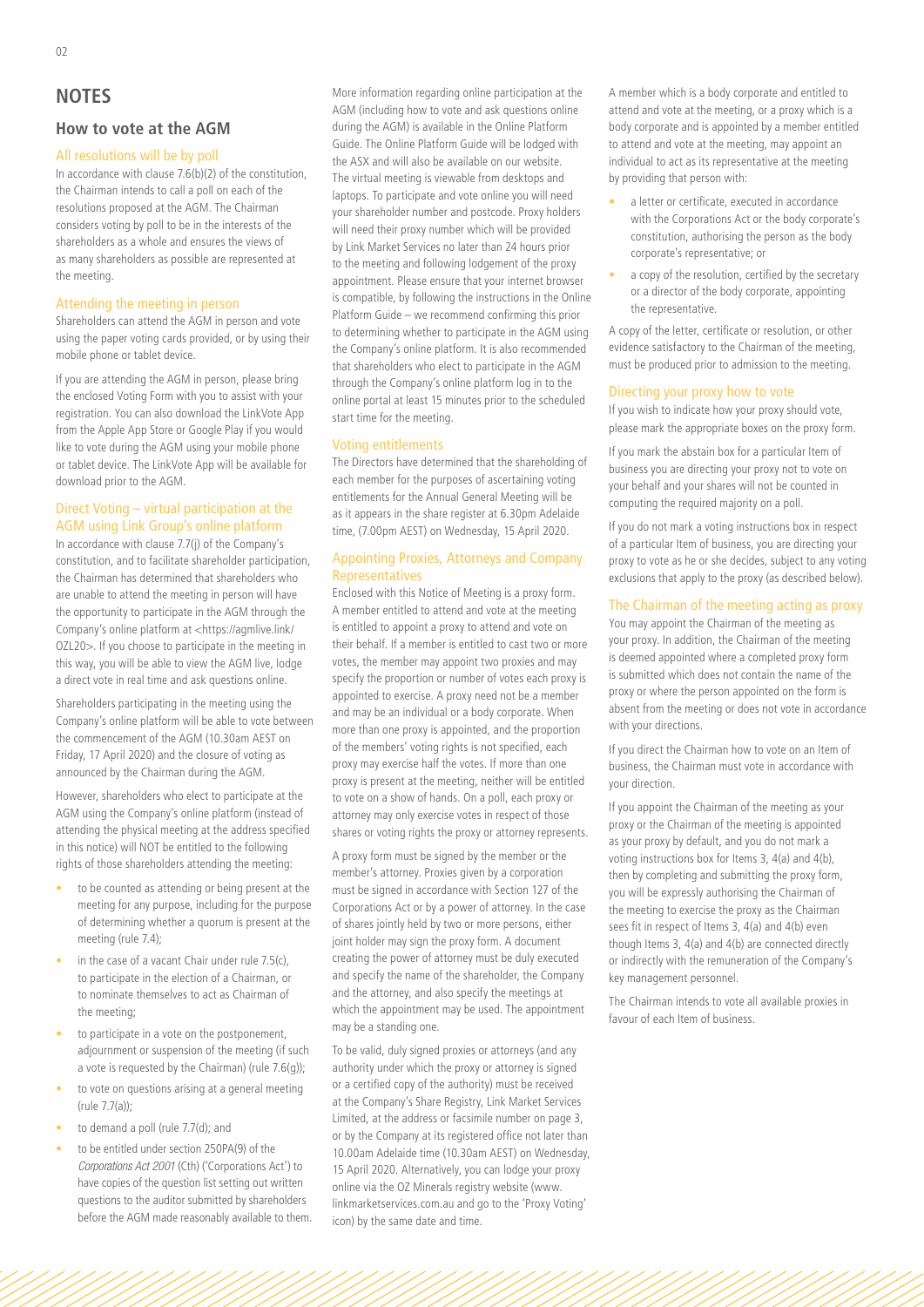# NOTES

## How to vote at the AGM

### All resolutions will be by poll

In accordance with clause 7.6(b)(2) of the constitution, the Chairman intends to call a poll on each of the resolutions proposed at the AGM. The Chairman considers voting by poll to be in the interests of the shareholders as a whole and ensures the views of as many shareholders as possible are represented at the meeting.

### Attending the meeting in person

Shareholders can attend the AGM in person and vote using the paper voting cards provided, or by using their mobile phone or tablet device.

If you are attending the AGM in person, please bring the enclosed Voting Form with you to assist with your registration. You can also download the LinkVote App from the Apple App Store or Google Play if you would like to vote during the AGM using your mobile phone or tablet device. The LinkVote App will be available for download prior to the AGM.

### Direct Voting – virtual participation at the AGM using Link Group's online platform

In accordance with clause 7.7(j) of the Company's constitution, and to facilitate shareholder participation, the Chairman has determined that shareholders who are unable to attend the meeting in person will have the opportunity to participate in the AGM through the Company's online platform at <https://agmlive.link/OZL20>. If you choose to participate in the meeting in this way, you will be able to view the AGM live, lodge a direct vote in real time and ask questions online.

Shareholders participating in the meeting using the Company's online platform will be able to vote between the commencement of the AGM (10.30am AEST on Friday, 17 April 2020) and the closure of voting as announced by the Chairman during the AGM.

However, shareholders who elect to participate at the AGM using the Company's online platform (instead of attending the physical meeting at the address specified in this notice) will NOT be entitled to the following rights of those shareholders attending the meeting:

- to be counted as attending or being present at the meeting for any purpose, including for the purpose of determining whether a quorum is present at the meeting (rule 7.4);
- in the case of a vacant Chair under rule 7.5(c), to participate in the election of a Chairman, or to nominate themselves to act as Chairman of the meeting;
- to participate in a vote on the postponement, adjournment or suspension of the meeting (if such a vote is requested by the Chairman) (rule 7.6(g));
- to vote on questions arising at a general meeting (rule 7.7(a));
- to demand a poll (rule 7.7(d); and
- to be entitled under section 250PA(9) of the *Corporations Act 2001* (Cth) ('Corporations Act') to have copies of the question list setting out written questions to the auditor submitted by shareholders before the AGM made reasonably available to them.

More information regarding online participation at the AGM (including how to vote and ask questions online during the AGM) is available in the Online Platform Guide. The Online Platform Guide will be lodged with the ASX and will also be available on our website. The virtual meeting is viewable from desktops and laptops. To participate and vote online you will need your shareholder number and postcode. Proxy holders will need their proxy number which will be provided by Link Market Services no later than 24 hours prior to the meeting and following lodgement of the proxy appointment. Please ensure that your internet browser is compatible, by following the instructions in the Online Platform Guide – we recommend confirming this prior to determining whether to participate in the AGM using the Company's online platform. It is also recommended that shareholders who elect to participate in the AGM through the Company's online platform log in to the online portal at least 15 minutes prior to the scheduled start time for the meeting.

### Voting entitlements

The Directors have determined that the shareholding of each member for the purposes of ascertaining voting entitlements for the Annual General Meeting will be as it appears in the share register at 6.30pm Adelaide time, (7.00pm AEST) on Wednesday, 15 April 2020.

### Appointing Proxies, Attorneys and Company Representatives

Enclosed with this Notice of Meeting is a proxy form. A member entitled to attend and vote at the meeting is entitled to appoint a proxy to attend and vote on their behalf. If a member is entitled to cast two or more votes, the member may appoint two proxies and may specify the proportion or number of votes each proxy is appointed to exercise. A proxy need not be a member and may be an individual or a body corporate. When more than one proxy is appointed, and the proportion of the members' voting rights is not specified, each proxy may exercise half the votes. If more than one proxy is present at the meeting, neither will be entitled to vote on a show of hands. On a poll, each proxy or attorney may only exercise votes in respect of those shares or voting rights the proxy or attorney represents.

A proxy form must be signed by the member or the member's attorney. Proxies given by a corporation must be signed in accordance with Section 127 of the Corporations Act or by a power of attorney. In the case of shares jointly held by two or more persons, either joint holder may sign the proxy form. A document creating the power of attorney must be duly executed and specify the name of the shareholder, the Company and the attorney, and also specify the meetings at which the appointment may be used. The appointment may be a standing one.

To be valid, duly signed proxies or attorneys (and any authority under which the proxy or attorney is signed or a certified copy of the authority) must be received at the Company's Share Registry, Link Market Services Limited, at the address or facsimile number on page 3, or by the Company at its registered office not later than 10.00am Adelaide time (10.30am AEST) on Wednesday, 15 April 2020. Alternatively, you can lodge your proxy online via the OZ Minerals registry website (www.linkmarketservices.com.au and go to the 'Proxy Voting' icon) by the same date and time.

A member which is a body corporate and entitled to attend and vote at the meeting, or a proxy which is a body corporate and is appointed by a member entitled to attend and vote at the meeting, may appoint an individual to act as its representative at the meeting by providing that person with:

- a letter or certificate, executed in accordance with the Corporations Act or the body corporate's constitution, authorising the person as the body corporate's representative; or
- a copy of the resolution, certified by the secretary or a director of the body corporate, appointing the representative.

A copy of the letter, certificate or resolution, or other evidence satisfactory to the Chairman of the meeting, must be produced prior to admission to the meeting.

### Directing your proxy how to vote

If you wish to indicate how your proxy should vote, please mark the appropriate boxes on the proxy form.

If you mark the abstain box for a particular Item of business you are directing your proxy not to vote on your behalf and your shares will not be counted in computing the required majority on a poll.

If you do not mark a voting instructions box in respect of a particular Item of business, you are directing your proxy to vote as he or she decides, subject to any voting exclusions that apply to the proxy (as described below).

### The Chairman of the meeting acting as proxy

You may appoint the Chairman of the meeting as your proxy. In addition, the Chairman of the meeting is deemed appointed where a completed proxy form is submitted which does not contain the name of the proxy or where the person appointed on the form is absent from the meeting or does not vote in accordance with your directions.

If you direct the Chairman how to vote on an Item of business, the Chairman must vote in accordance with your direction.

If you appoint the Chairman of the meeting as your proxy or the Chairman of the meeting is appointed as your proxy by default, and you do not mark a voting instructions box for Items 3, 4(a) and 4(b), then by completing and submitting the proxy form, you will be expressly authorising the Chairman of the meeting to exercise the proxy as the Chairman sees fit in respect of Items 3, 4(a) and 4(b) even though Items 3, 4(a) and 4(b) are connected directly or indirectly with the remuneration of the Company's key management personnel.

The Chairman intends to vote all available proxies in favour of each Item of business.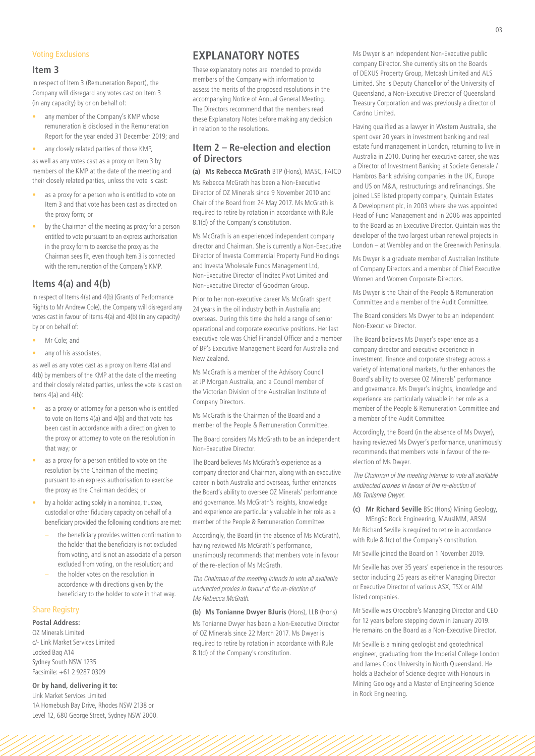### Voting Exclusions

## Item 3

In respect of Item 3 (Remuneration Report), the Company will disregard any votes cast on Item 3 (in any capacity) by or on behalf of:

- any member of the Company's KMP whose remuneration is disclosed in the Remuneration Report for the year ended 31 December 2019; and
- any closely related parties of those KMP,

as well as any votes cast as a proxy on Item 3 by members of the KMP at the date of the meeting and their closely related parties, unless the vote is cast:

- as a proxy for a person who is entitled to vote on Item 3 and that vote has been cast as directed on the proxy form; or
- by the Chairman of the meeting as proxy for a person entitled to vote pursuant to an express authorisation in the proxy form to exercise the proxy as the Chairman sees fit, even though Item 3 is connected with the remuneration of the Company's KMP.

## Items 4(a) and 4(b)

In respect of Items 4(a) and 4(b) (Grants of Performance Rights to Mr Andrew Cole), the Company will disregard any votes cast in favour of Items 4(a) and 4(b) (in any capacity) by or on behalf of:

- Mr Cole; and
- any of his associates,

as well as any votes cast as a proxy on Items 4(a) and 4(b) by members of the KMP at the date of the meeting and their closely related parties, unless the vote is cast on Items 4(a) and 4(b):

- as a proxy or attorney for a person who is entitled to vote on Items 4(a) and 4(b) and that vote has been cast in accordance with a direction given to the proxy or attorney to vote on the resolution in that way; or
- as a proxy for a person entitled to vote on the resolution by the Chairman of the meeting pursuant to an express authorisation to exercise the proxy as the Chairman decides; or
- by a holder acting solely in a nominee, trustee, custodial or other fiduciary capacity on behalf of a beneficiary provided the following conditions are met:
  - the beneficiary provides written confirmation to the holder that the beneficiary is not excluded from voting, and is not an associate of a person excluded from voting, on the resolution; and
  - the holder votes on the resolution in accordance with directions given by the beneficiary to the holder to vote in that way.

### Share Registry

**Postal Address:**
OZ Minerals Limited
c/- Link Market Services Limited
Locked Bag A14
Sydney South NSW 1235
Facsimile: +61 2 9287 0309

**Or by hand, delivering it to:**
Link Market Services Limited
1A Homebush Bay Drive, Rhodes NSW 2138 or
Level 12, 680 George Street, Sydney NSW 2000.

# EXPLANATORY NOTES

These explanatory notes are intended to provide members of the Company with information to assess the merits of the proposed resolutions in the accompanying Notice of Annual General Meeting. The Directors recommend that the members read these Explanatory Notes before making any decision in relation to the resolutions.

## Item 2 – Re-election and election of Directors

**(a) Ms Rebecca McGrath** BTP (Hons), MASC, FAICD

Ms Rebecca McGrath has been a Non-Executive Director of OZ Minerals since 9 November 2010 and Chair of the Board from 24 May 2017. Ms McGrath is required to retire by rotation in accordance with Rule 8.1(d) of the Company's constitution.

Ms McGrath is an experienced independent company director and Chairman. She is currently a Non-Executive Director of Investa Commercial Property Fund Holdings and Investa Wholesale Funds Management Ltd, Non-Executive Director of Incitec Pivot Limited and Non-Executive Director of Goodman Group.

Prior to her non-executive career Ms McGrath spent 24 years in the oil industry both in Australia and overseas. During this time she held a range of senior operational and corporate executive positions. Her last executive role was Chief Financial Officer and a member of BP's Executive Management Board for Australia and New Zealand.

Ms McGrath is a member of the Advisory Council at JP Morgan Australia, and a Council member of the Victorian Division of the Australian Institute of Company Directors.

Ms McGrath is the Chairman of the Board and a member of the People & Remuneration Committee.

The Board considers Ms McGrath to be an independent Non-Executive Director.

The Board believes Ms McGrath's experience as a company director and Chairman, along with an executive career in both Australia and overseas, further enhances the Board's ability to oversee OZ Minerals' performance and governance. Ms McGrath's insights, knowledge and experience are particularly valuable in her role as a member of the People & Remuneration Committee.

Accordingly, the Board (in the absence of Ms McGrath), having reviewed Ms McGrath's performance, unanimously recommends that members vote in favour of the re-election of Ms McGrath.

*The Chairman of the meeting intends to vote all available undirected proxies in favour of the re-election of Ms Rebecca McGrath.*

**(b) Ms Tonianne Dwyer BJuris** (Hons), LLB (Hons)

Ms Tonianne Dwyer has been a Non-Executive Director of OZ Minerals since 22 March 2017. Ms Dwyer is required to retire by rotation in accordance with Rule 8.1(d) of the Company's constitution.

Ms Dwyer is an independent Non-Executive public company Director. She currently sits on the Boards of DEXUS Property Group, Metcash Limited and ALS Limited. She is Deputy Chancellor of the University of Queensland, a Non-Executive Director of Queensland Treasury Corporation and was previously a director of Cardno Limited.

Having qualified as a lawyer in Western Australia, she spent over 20 years in investment banking and real estate fund management in London, returning to live in Australia in 2010. During her executive career, she was a Director of Investment Banking at Societe Generale / Hambros Bank advising companies in the UK, Europe and US on M&A, restructurings and refinancings. She joined LSE listed property company, Quintain Estates & Development plc, in 2003 where she was appointed Head of Fund Management and in 2006 was appointed to the Board as an Executive Director. Quintain was the developer of the two largest urban renewal projects in London – at Wembley and on the Greenwich Peninsula.

Ms Dwyer is a graduate member of Australian Institute of Company Directors and a member of Chief Executive Women and Women Corporate Directors.

Ms Dwyer is the Chair of the People & Remuneration Committee and a member of the Audit Committee.

The Board considers Ms Dwyer to be an independent Non-Executive Director.

The Board believes Ms Dwyer's experience as a company director and executive experience in investment, finance and corporate strategy across a variety of international markets, further enhances the Board's ability to oversee OZ Minerals' performance and governance. Ms Dwyer's insights, knowledge and experience are particularly valuable in her role as a member of the People & Remuneration Committee and a member of the Audit Committee.

Accordingly, the Board (in the absence of Ms Dwyer), having reviewed Ms Dwyer's performance, unanimously recommends that members vote in favour of the re-election of Ms Dwyer.

*The Chairman of the meeting intends to vote all available undirected proxies in favour of the re-election of Ms Tonianne Dwyer.*

**(c) Mr Richard Seville** BSc (Hons) Mining Geology, MEngSc Rock Engineering, MAusIMM, ARSM

Mr Richard Seville is required to retire in accordance with Rule 8.1(c) of the Company's constitution.

Mr Seville joined the Board on 1 November 2019.

Mr Seville has over 35 years' experience in the resources sector including 25 years as either Managing Director or Executive Director of various ASX, TSX or AIM listed companies.

Mr Seville was Orocobre's Managing Director and CEO for 12 years before stepping down in January 2019. He remains on the Board as a Non-Executive Director.

Mr Seville is a mining geologist and geotechnical engineer, graduating from the Imperial College London and James Cook University in North Queensland. He holds a Bachelor of Science degree with Honours in Mining Geology and a Master of Engineering Science in Rock Engineering.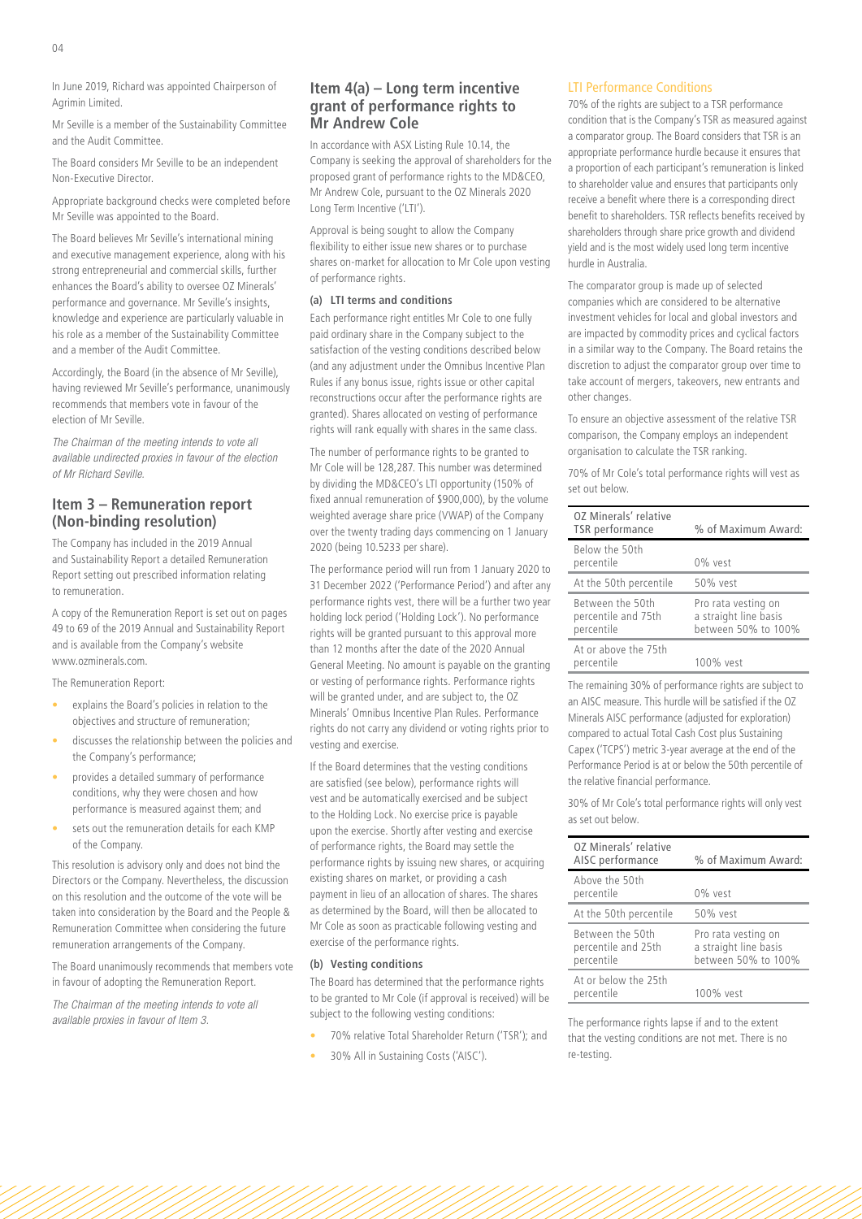In June 2019, Richard was appointed Chairperson of Agrimin Limited.

Mr Seville is a member of the Sustainability Committee and the Audit Committee.

The Board considers Mr Seville to be an independent Non-Executive Director.

Appropriate background checks were completed before Mr Seville was appointed to the Board.

The Board believes Mr Seville's international mining and executive management experience, along with his strong entrepreneurial and commercial skills, further enhances the Board's ability to oversee OZ Minerals' performance and governance. Mr Seville's insights, knowledge and experience are particularly valuable in his role as a member of the Sustainability Committee and a member of the Audit Committee.

Accordingly, the Board (in the absence of Mr Seville), having reviewed Mr Seville's performance, unanimously recommends that members vote in favour of the election of Mr Seville.

*The Chairman of the meeting intends to vote all available undirected proxies in favour of the election of Mr Richard Seville.*

## Item 3 – Remuneration report (Non-binding resolution)

The Company has included in the 2019 Annual and Sustainability Report a detailed Remuneration Report setting out prescribed information relating to remuneration.

A copy of the Remuneration Report is set out on pages 49 to 69 of the 2019 Annual and Sustainability Report and is available from the Company's website www.ozminerals.com.

The Remuneration Report:

- explains the Board's policies in relation to the objectives and structure of remuneration;
- discusses the relationship between the policies and the Company's performance;
- provides a detailed summary of performance conditions, why they were chosen and how performance is measured against them; and
- sets out the remuneration details for each KMP of the Company.

This resolution is advisory only and does not bind the Directors or the Company. Nevertheless, the discussion on this resolution and the outcome of the vote will be taken into consideration by the Board and the People & Remuneration Committee when considering the future remuneration arrangements of the Company.

The Board unanimously recommends that members vote in favour of adopting the Remuneration Report.

*The Chairman of the meeting intends to vote all available proxies in favour of Item 3.*

## Item 4(a) – Long term incentive grant of performance rights to Mr Andrew Cole

In accordance with ASX Listing Rule 10.14, the Company is seeking the approval of shareholders for the proposed grant of performance rights to the MD&CEO, Mr Andrew Cole, pursuant to the OZ Minerals 2020 Long Term Incentive ('LTI').

Approval is being sought to allow the Company flexibility to either issue new shares or to purchase shares on-market for allocation to Mr Cole upon vesting of performance rights.

#### (a) LTI terms and conditions

Each performance right entitles Mr Cole to one fully paid ordinary share in the Company subject to the satisfaction of the vesting conditions described below (and any adjustment under the Omnibus Incentive Plan Rules if any bonus issue, rights issue or other capital reconstructions occur after the performance rights are granted). Shares allocated on vesting of performance rights will rank equally with shares in the same class.

The number of performance rights to be granted to Mr Cole will be 128,287. This number was determined by dividing the MD&CEO's LTI opportunity (150% of fixed annual remuneration of $900,000), by the volume weighted average share price (VWAP) of the Company over the twenty trading days commencing on 1 January 2020 (being 10.5233 per share).

The performance period will run from 1 January 2020 to 31 December 2022 ('Performance Period') and after any performance rights vest, there will be a further two year holding lock period ('Holding Lock'). No performance rights will be granted pursuant to this approval more than 12 months after the date of the 2020 Annual General Meeting. No amount is payable on the granting or vesting of performance rights. Performance rights will be granted under, and are subject to, the OZ Minerals' Omnibus Incentive Plan Rules. Performance rights do not carry any dividend or voting rights prior to vesting and exercise.

If the Board determines that the vesting conditions are satisfied (see below), performance rights will vest and be automatically exercised and be subject to the Holding Lock. No exercise price is payable upon the exercise. Shortly after vesting and exercise of performance rights, the Board may settle the performance rights by issuing new shares, or acquiring existing shares on market, or providing a cash payment in lieu of an allocation of shares. The shares as determined by the Board, will then be allocated to Mr Cole as soon as practicable following vesting and exercise of the performance rights.

#### (b) Vesting conditions

The Board has determined that the performance rights to be granted to Mr Cole (if approval is received) will be subject to the following vesting conditions:

- 70% relative Total Shareholder Return ('TSR'); and
- 30% All in Sustaining Costs ('AISC').

### LTI Performance Conditions

70% of the rights are subject to a TSR performance condition that is the Company's TSR as measured against a comparator group. The Board considers that TSR is an appropriate performance hurdle because it ensures that a proportion of each participant's remuneration is linked to shareholder value and ensures that participants only receive a benefit where there is a corresponding direct benefit to shareholders. TSR reflects benefits received by shareholders through share price growth and dividend yield and is the most widely used long term incentive hurdle in Australia.

The comparator group is made up of selected companies which are considered to be alternative investment vehicles for local and global investors and are impacted by commodity prices and cyclical factors in a similar way to the Company. The Board retains the discretion to adjust the comparator group over time to take account of mergers, takeovers, new entrants and other changes.

To ensure an objective assessment of the relative TSR comparison, the Company employs an independent organisation to calculate the TSR ranking.

70% of Mr Cole's total performance rights will vest as set out below.

| OZ Minerals' relative TSR performance | % of Maximum Award: |
|---|---|
| Below the 50th percentile | 0% vest |
| At the 50th percentile | 50% vest |
| Between the 50th percentile and 75th percentile | Pro rata vesting on a straight line basis between 50% to 100% |
| At or above the 75th percentile | 100% vest |

The remaining 30% of performance rights are subject to an AISC measure. This hurdle will be satisfied if the OZ Minerals AISC performance (adjusted for exploration) compared to actual Total Cash Cost plus Sustaining Capex ('TCPS') metric 3-year average at the end of the Performance Period is at or below the 50th percentile of the relative financial performance.

30% of Mr Cole's total performance rights will only vest as set out below.

| OZ Minerals' relative AISC performance | % of Maximum Award: |
|---|---|
| Above the 50th percentile | 0% vest |
| At the 50th percentile | 50% vest |
| Between the 50th percentile and 25th percentile | Pro rata vesting on a straight line basis between 50% to 100% |
| At or below the 25th percentile | 100% vest |

The performance rights lapse if and to the extent that the vesting conditions are not met. There is no re-testing.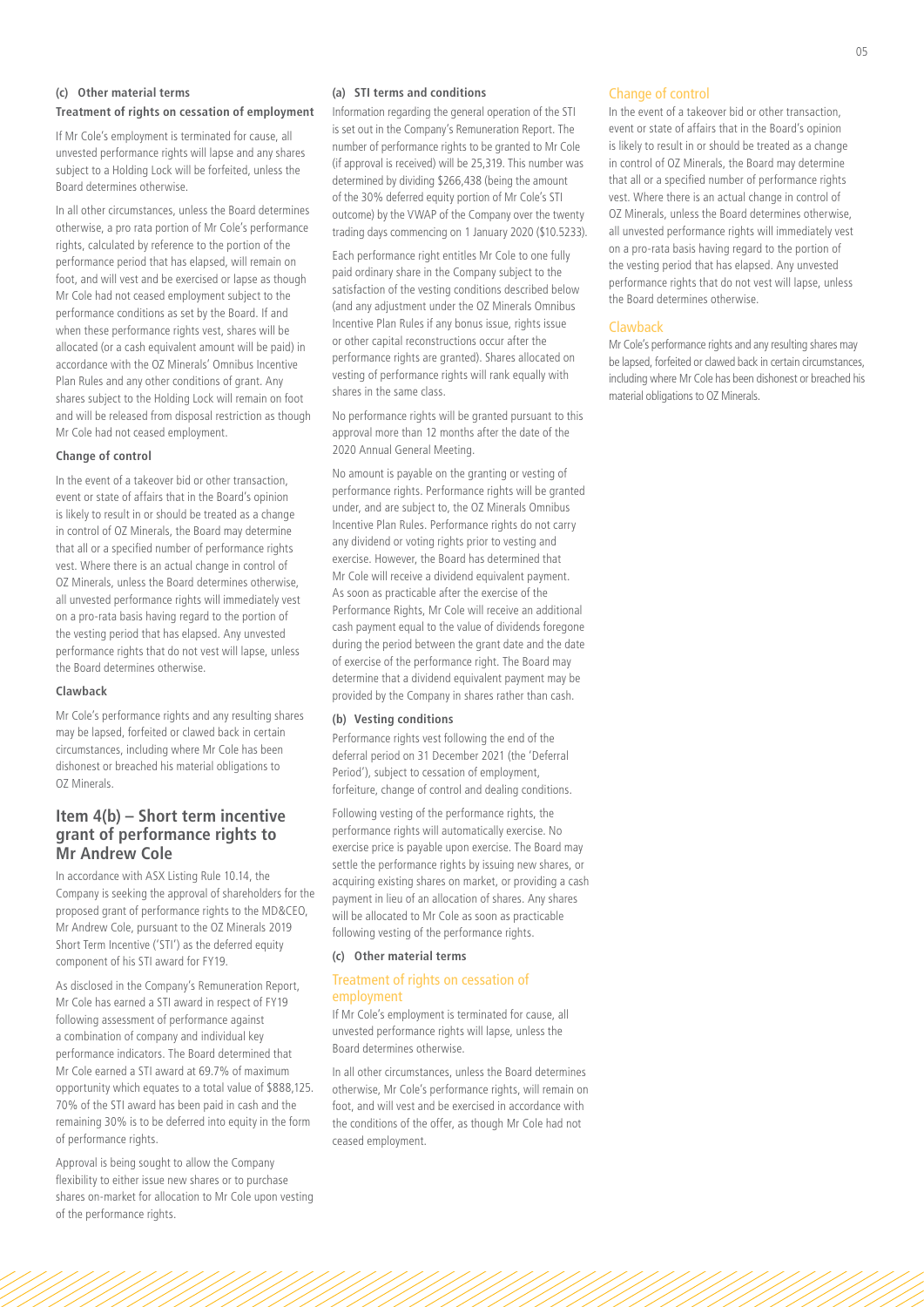#### (c) Other material terms

**Treatment of rights on cessation of employment**

If Mr Cole's employment is terminated for cause, all unvested performance rights will lapse and any shares subject to a Holding Lock will be forfeited, unless the Board determines otherwise.

In all other circumstances, unless the Board determines otherwise, a pro rata portion of Mr Cole's performance rights, calculated by reference to the portion of the performance period that has elapsed, will remain on foot, and will vest and be exercised or lapse as though Mr Cole had not ceased employment subject to the performance conditions as set by the Board. If and when these performance rights vest, shares will be allocated (or a cash equivalent amount will be paid) in accordance with the OZ Minerals' Omnibus Incentive Plan Rules and any other conditions of grant. Any shares subject to the Holding Lock will remain on foot and will be released from disposal restriction as though Mr Cole had not ceased employment.

**Change of control**

In the event of a takeover bid or other transaction, event or state of affairs that in the Board's opinion is likely to result in or should be treated as a change in control of OZ Minerals, the Board may determine that all or a specified number of performance rights vest. Where there is an actual change in control of OZ Minerals, unless the Board determines otherwise, all unvested performance rights will immediately vest on a pro-rata basis having regard to the portion of the vesting period that has elapsed. Any unvested performance rights that do not vest will lapse, unless the Board determines otherwise.

**Clawback**

Mr Cole's performance rights and any resulting shares may be lapsed, forfeited or clawed back in certain circumstances, including where Mr Cole has been dishonest or breached his material obligations to OZ Minerals.

## Item 4(b) – Short term incentive grant of performance rights to Mr Andrew Cole

In accordance with ASX Listing Rule 10.14, the Company is seeking the approval of shareholders for the proposed grant of performance rights to the MD&CEO, Mr Andrew Cole, pursuant to the OZ Minerals 2019 Short Term Incentive ('STI') as the deferred equity component of his STI award for FY19.

As disclosed in the Company's Remuneration Report, Mr Cole has earned a STI award in respect of FY19 following assessment of performance against a combination of company and individual key performance indicators. The Board determined that Mr Cole earned a STI award at 69.7% of maximum opportunity which equates to a total value of $888,125. 70% of the STI award has been paid in cash and the remaining 30% is to be deferred into equity in the form of performance rights.

Approval is being sought to allow the Company flexibility to either issue new shares or to purchase shares on-market for allocation to Mr Cole upon vesting of the performance rights.

#### (a) STI terms and conditions

Information regarding the general operation of the STI is set out in the Company's Remuneration Report. The number of performance rights to be granted to Mr Cole (if approval is received) will be 25,319. This number was determined by dividing $266,438 (being the amount of the 30% deferred equity portion of Mr Cole's STI outcome) by the VWAP of the Company over the twenty trading days commencing on 1 January 2020 ($10.5233).

Each performance right entitles Mr Cole to one fully paid ordinary share in the Company subject to the satisfaction of the vesting conditions described below (and any adjustment under the OZ Minerals Omnibus Incentive Plan Rules if any bonus issue, rights issue or other capital reconstructions occur after the performance rights are granted). Shares allocated on vesting of performance rights will rank equally with shares in the same class.

No performance rights will be granted pursuant to this approval more than 12 months after the date of the 2020 Annual General Meeting.

No amount is payable on the granting or vesting of performance rights. Performance rights will be granted under, and are subject to, the OZ Minerals Omnibus Incentive Plan Rules. Performance rights do not carry any dividend or voting rights prior to vesting and exercise. However, the Board has determined that Mr Cole will receive a dividend equivalent payment. As soon as practicable after the exercise of the Performance Rights, Mr Cole will receive an additional cash payment equal to the value of dividends foregone during the period between the grant date and the date of exercise of the performance right. The Board may determine that a dividend equivalent payment may be provided by the Company in shares rather than cash.

#### (b) Vesting conditions

Performance rights vest following the end of the deferral period on 31 December 2021 (the 'Deferral Period'), subject to cessation of employment, forfeiture, change of control and dealing conditions.

Following vesting of the performance rights, the performance rights will automatically exercise. No exercise price is payable upon exercise. The Board may settle the performance rights by issuing new shares, or acquiring existing shares on market, or providing a cash payment in lieu of an allocation of shares. Any shares will be allocated to Mr Cole as soon as practicable following vesting of the performance rights.

#### (c) Other material terms

**Treatment of rights on cessation of employment**

If Mr Cole's employment is terminated for cause, all unvested performance rights will lapse, unless the Board determines otherwise.

In all other circumstances, unless the Board determines otherwise, Mr Cole's performance rights, will remain on foot, and will vest and be exercised in accordance with the conditions of the offer, as though Mr Cole had not ceased employment.

**Change of control**

In the event of a takeover bid or other transaction, event or state of affairs that in the Board's opinion is likely to result in or should be treated as a change in control of OZ Minerals, the Board may determine that all or a specified number of performance rights vest. Where there is an actual change in control of OZ Minerals, unless the Board determines otherwise, all unvested performance rights will immediately vest on a pro-rata basis having regard to the portion of the vesting period that has elapsed. Any unvested performance rights that do not vest will lapse, unless the Board determines otherwise.

**Clawback**

Mr Cole's performance rights and any resulting shares may be lapsed, forfeited or clawed back in certain circumstances, including where Mr Cole has been dishonest or breached his material obligations to OZ Minerals.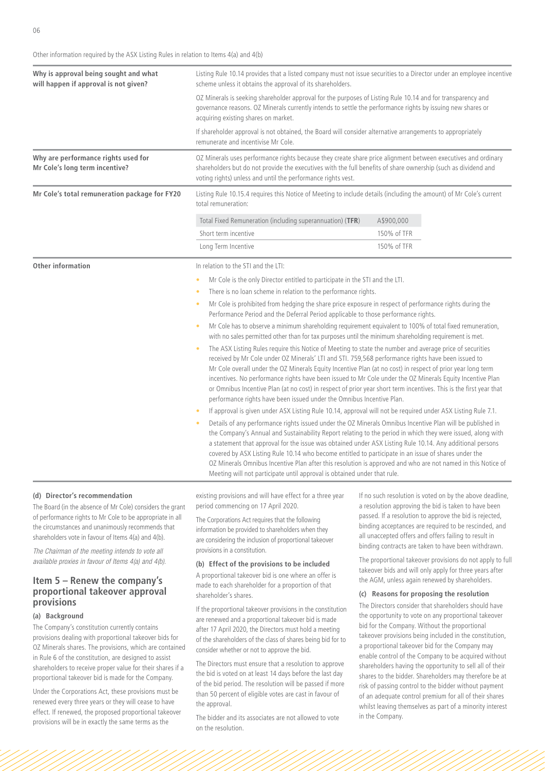Other information required by the ASX Listing Rules in relation to Items 4(a) and 4(b)

**Why is approval being sought and what will happen if approval is not given?**

Listing Rule 10.14 provides that a listed company must not issue securities to a Director under an employee incentive scheme unless it obtains the approval of its shareholders.

OZ Minerals is seeking shareholder approval for the purposes of Listing Rule 10.14 and for transparency and governance reasons. OZ Minerals currently intends to settle the performance rights by issuing new shares or acquiring existing shares on market.

If shareholder approval is not obtained, the Board will consider alternative arrangements to appropriately remunerate and incentivise Mr Cole.

**Why are performance rights used for Mr Cole's long term incentive?**

OZ Minerals uses performance rights because they create share price alignment between executives and ordinary shareholders but do not provide the executives with the full benefits of share ownership (such as dividend and voting rights) unless and until the performance rights vest.

**Mr Cole's total remuneration package for FY20**

Listing Rule 10.15.4 requires this Notice of Meeting to include details (including the amount) of Mr Cole's current total remuneration:

| | |
|---|---|
| Total Fixed Remuneration (including superannuation) (**TFR**) | A$900,000 |
| Short term incentive | 150% of TFR |
| Long Term Incentive | 150% of TFR |

**Other information**

In relation to the STI and the LTI:

- Mr Cole is the only Director entitled to participate in the STI and the LTI.
- There is no loan scheme in relation to the performance rights.
- Mr Cole is prohibited from hedging the share price exposure in respect of performance rights during the Performance Period and the Deferral Period applicable to those performance rights.
- Mr Cole has to observe a minimum shareholding requirement equivalent to 100% of total fixed remuneration, with no sales permitted other than for tax purposes until the minimum shareholding requirement is met.
- The ASX Listing Rules require this Notice of Meeting to state the number and average price of securities received by Mr Cole under OZ Minerals' LTI and STI. 759,568 performance rights have been issued to Mr Cole overall under the OZ Minerals Equity Incentive Plan (at no cost) in respect of prior year long term incentives. No performance rights have been issued to Mr Cole under the OZ Minerals Equity Incentive Plan or Omnibus Incentive Plan (at no cost) in respect of prior year short term incentives. This is the first year that performance rights have been issued under the Omnibus Incentive Plan.
- If approval is given under ASX Listing Rule 10.14, approval will not be required under ASX Listing Rule 7.1.
- Details of any performance rights issued under the OZ Minerals Omnibus Incentive Plan will be published in the Company's Annual and Sustainability Report relating to the period in which they were issued, along with a statement that approval for the issue was obtained under ASX Listing Rule 10.14. Any additional persons covered by ASX Listing Rule 10.14 who become entitled to participate in an issue of shares under the OZ Minerals Omnibus Incentive Plan after this resolution is approved and who are not named in this Notice of Meeting will not participate until approval is obtained under that rule.

#### (d) Director's recommendation

The Board (in the absence of Mr Cole) considers the grant of performance rights to Mr Cole to be appropriate in all the circumstances and unanimously recommends that shareholders vote in favour of Items 4(a) and 4(b).

*The Chairman of the meeting intends to vote all available proxies in favour of Items 4(a) and 4(b).*

## Item 5 – Renew the company's proportional takeover approval provisions

#### (a) Background

The Company's constitution currently contains provisions dealing with proportional takeover bids for OZ Minerals shares. The provisions, which are contained in Rule 6 of the constitution, are designed to assist shareholders to receive proper value for their shares if a proportional takeover bid is made for the Company.

Under the Corporations Act, these provisions must be renewed every three years or they will cease to have effect. If renewed, the proposed proportional takeover provisions will be in exactly the same terms as the existing provisions and will have effect for a three year period commencing on 17 April 2020.

The Corporations Act requires that the following information be provided to shareholders when they are considering the inclusion of proportional takeover provisions in a constitution.

#### (b) Effect of the provisions to be included

A proportional takeover bid is one where an offer is made to each shareholder for a proportion of that shareholder's shares.

If the proportional takeover provisions in the constitution are renewed and a proportional takeover bid is made after 17 April 2020, the Directors must hold a meeting of the shareholders of the class of shares being bid for to consider whether or not to approve the bid.

The Directors must ensure that a resolution to approve the bid is voted on at least 14 days before the last day of the bid period. The resolution will be passed if more than 50 percent of eligible votes are cast in favour of the approval.

The bidder and its associates are not allowed to vote on the resolution.

If no such resolution is voted on by the above deadline, a resolution approving the bid is taken to have been passed. If a resolution to approve the bid is rejected, binding acceptances are required to be rescinded, and all unaccepted offers and offers failing to result in binding contracts are taken to have been withdrawn.

The proportional takeover provisions do not apply to full takeover bids and will only apply for three years after the AGM, unless again renewed by shareholders.

#### (c) Reasons for proposing the resolution

The Directors consider that shareholders should have the opportunity to vote on any proportional takeover bid for the Company. Without the proportional takeover provisions being included in the constitution, a proportional takeover bid for the Company may enable control of the Company to be acquired without shareholders having the opportunity to sell all of their shares to the bidder. Shareholders may therefore be at risk of passing control to the bidder without payment of an adequate control premium for all of their shares whilst leaving themselves as part of a minority interest in the Company.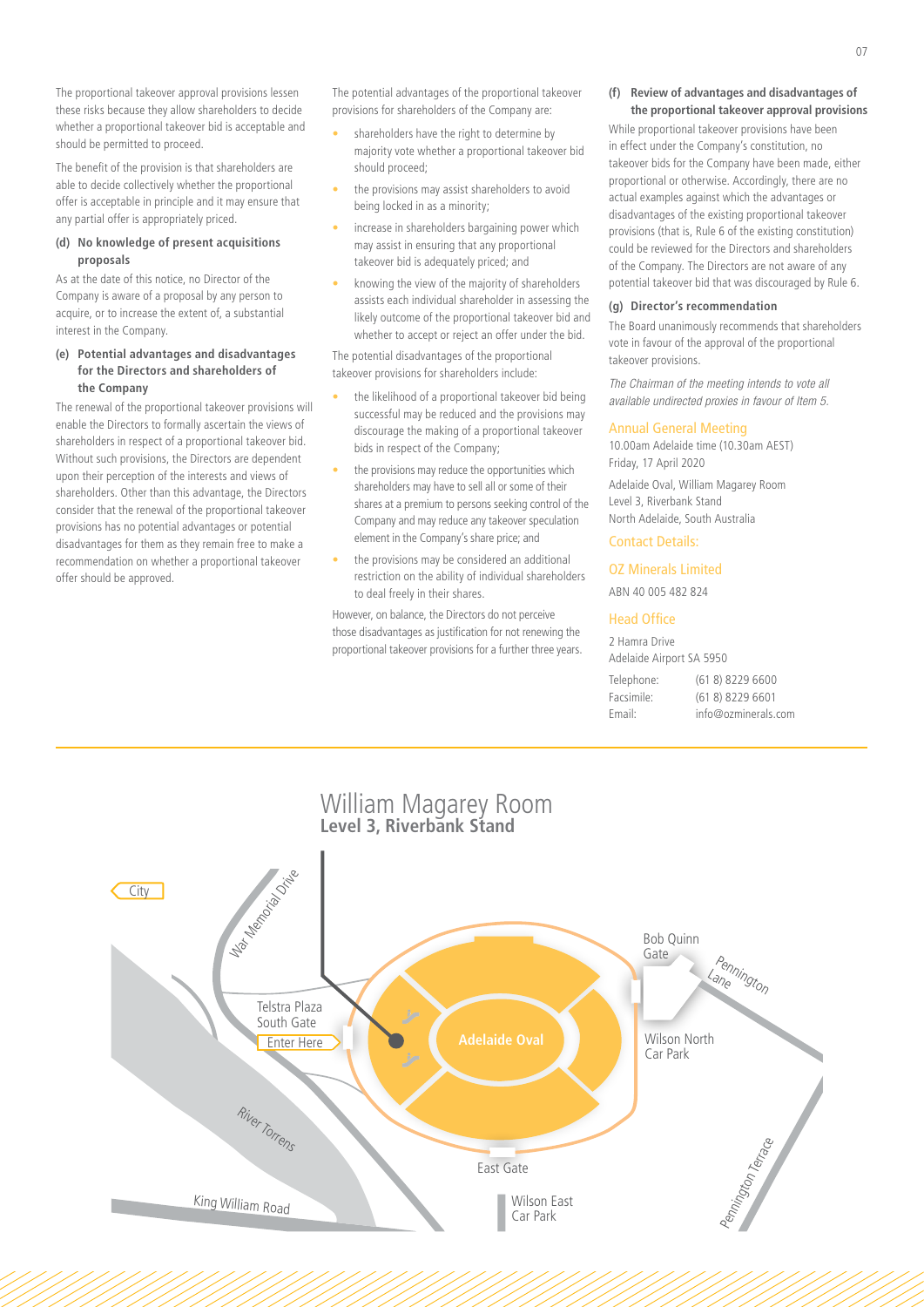The proportional takeover approval provisions lessen these risks because they allow shareholders to decide whether a proportional takeover bid is acceptable and should be permitted to proceed.

The benefit of the provision is that shareholders are able to decide collectively whether the proportional offer is acceptable in principle and it may ensure that any partial offer is appropriately priced.

**(d) No knowledge of present acquisitions proposals**

As at the date of this notice, no Director of the Company is aware of a proposal by any person to acquire, or to increase the extent of, a substantial interest in the Company.

**(e) Potential advantages and disadvantages for the Directors and shareholders of the Company**

The renewal of the proportional takeover provisions will enable the Directors to formally ascertain the views of shareholders in respect of a proportional takeover bid. Without such provisions, the Directors are dependent upon their perception of the interests and views of shareholders. Other than this advantage, the Directors consider that the renewal of the proportional takeover provisions has no potential advantages or potential disadvantages for them as they remain free to make a recommendation on whether a proportional takeover offer should be approved.

The potential advantages of the proportional takeover provisions for shareholders of the Company are:

- shareholders have the right to determine by majority vote whether a proportional takeover bid should proceed;
- the provisions may assist shareholders to avoid being locked in as a minority;
- increase in shareholders bargaining power which may assist in ensuring that any proportional takeover bid is adequately priced; and
- knowing the view of the majority of shareholders assists each individual shareholder in assessing the likely outcome of the proportional takeover bid and whether to accept or reject an offer under the bid.

The potential disadvantages of the proportional takeover provisions for shareholders include:

- the likelihood of a proportional takeover bid being successful may be reduced and the provisions may discourage the making of a proportional takeover bids in respect of the Company;
- the provisions may reduce the opportunities which shareholders may have to sell all or some of their shares at a premium to persons seeking control of the Company and may reduce any takeover speculation element in the Company's share price; and
- the provisions may be considered an additional restriction on the ability of individual shareholders to deal freely in their shares.

However, on balance, the Directors do not perceive those disadvantages as justification for not renewing the proportional takeover provisions for a further three years.

**(f) Review of advantages and disadvantages of the proportional takeover approval provisions**

While proportional takeover provisions have been in effect under the Company's constitution, no takeover bids for the Company have been made, either proportional or otherwise. Accordingly, there are no actual examples against which the advantages or disadvantages of the existing proportional takeover provisions (that is, Rule 6 of the existing constitution) could be reviewed for the Directors and shareholders of the Company. The Directors are not aware of any potential takeover bid that was discouraged by Rule 6.

**(g) Director's recommendation**

The Board unanimously recommends that shareholders vote in favour of the approval of the proportional takeover provisions.

*The Chairman of the meeting intends to vote all available undirected proxies in favour of Item 5.*

## Annual General Meeting

10.00am Adelaide time (10.30am AEST)
Friday, 17 April 2020

Adelaide Oval, William Magarey Room
Level 3, Riverbank Stand
North Adelaide, South Australia

## Contact Details:

## OZ Minerals Limited

ABN 40 005 482 824

## Head Office

2 Hamra Drive
Adelaide Airport SA 5950

| | |
|---|---|
| Telephone: | (61 8) 8229 6600 |
| Facsimile: | (61 8) 8229 6601 |
| Email: | info@ozminerals.com |

# William Magarey Room
**Level 3, Riverbank Stand**

City | War Memorial Drive | Telstra Plaza South Gate | Enter Here | Adelaide Oval | Bob Quinn Gate | Pennington Lane | Wilson North Car Park | River Torrens | East Gate | Wilson East Car Park | Pennington Terrace | King William Road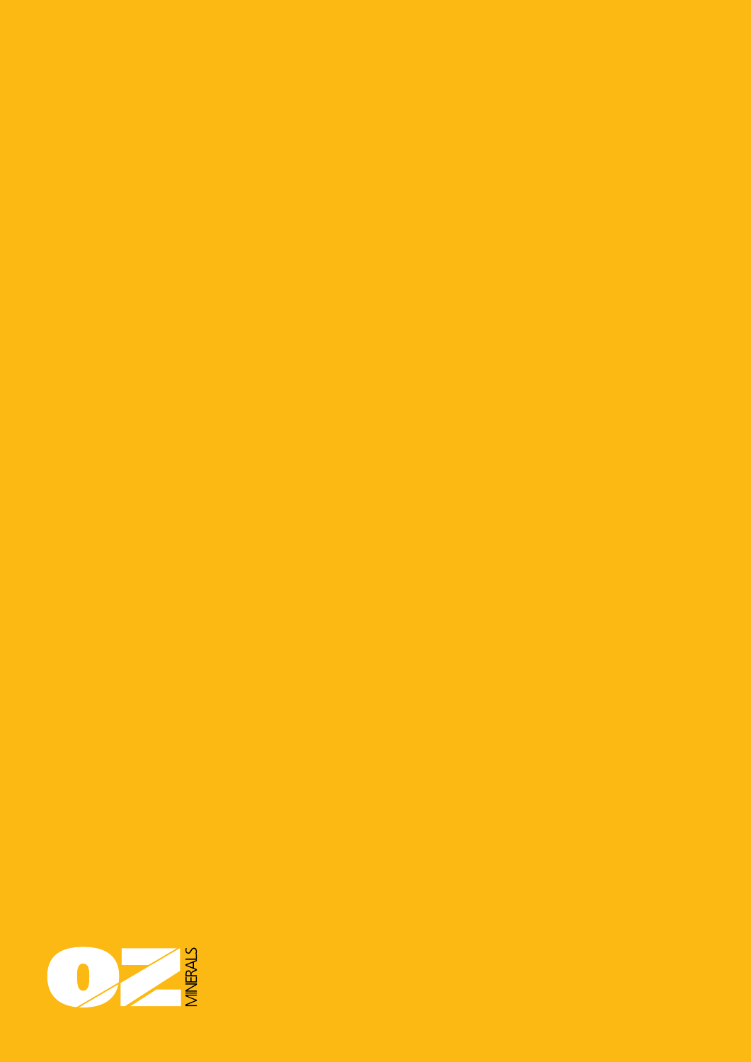OZ MINERALS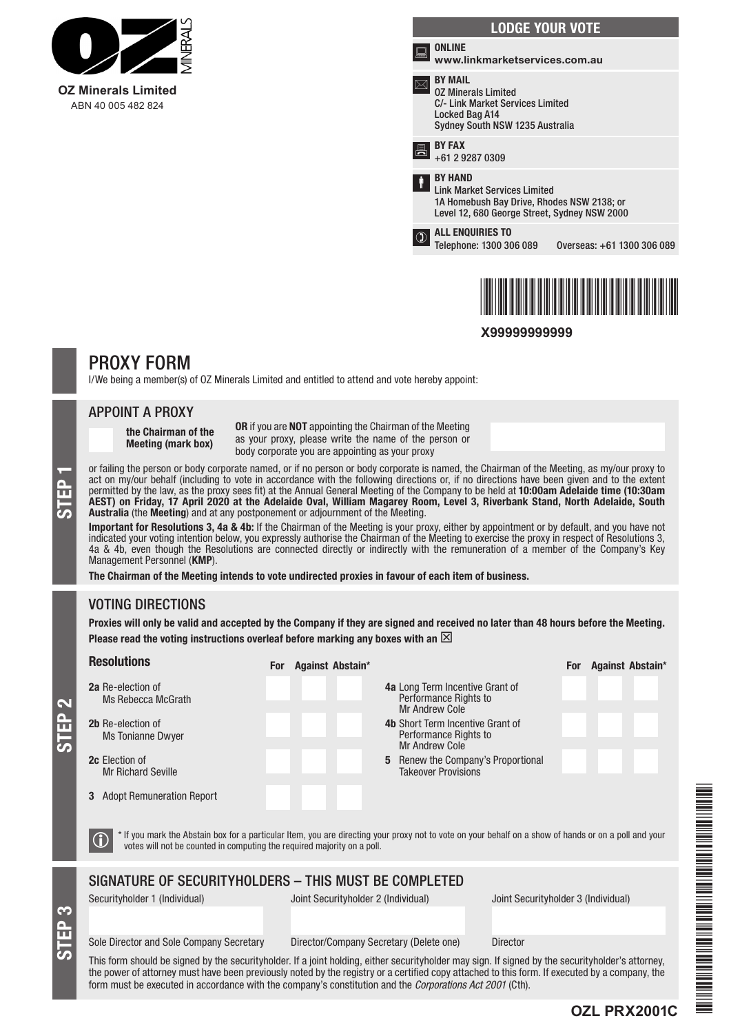**OZ Minerals Limited**
ABN 40 005 482 824

## LODGE YOUR VOTE

**ONLINE**
**www.linkmarketservices.com.au**

**BY MAIL**
OZ Minerals Limited
C/- Link Market Services Limited
Locked Bag A14
Sydney South NSW 1235 Australia

**BY FAX**
+61 2 9287 0309

**BY HAND**
Link Market Services Limited
1A Homebush Bay Drive, Rhodes NSW 2138; or
Level 12, 680 George Street, Sydney NSW 2000

**ALL ENQUIRIES TO**
Telephone: 1300 306 089 Overseas: +61 1300 306 089

**X99999999999**

# PROXY FORM

I/We being a member(s) of OZ Minerals Limited and entitled to attend and vote hereby appoint:

## STEP 1

### APPOINT A PROXY

**the Chairman of the Meeting (mark box)**

**OR** if you are **NOT** appointing the Chairman of the Meeting as your proxy, please write the name of the person or body corporate you are appointing as your proxy

or failing the person or body corporate named, or if no person or body corporate is named, the Chairman of the Meeting, as my/our proxy to act on my/our behalf (including to vote in accordance with the following directions or, if no directions have been given and to the extent permitted by the law, as the proxy sees fit) at the Annual General Meeting of the Company to be held at **10:00am Adelaide time (10:30am AEST) on Friday, 17 April 2020 at the Adelaide Oval, William Magarey Room, Level 3, Riverbank Stand, North Adelaide, South Australia** (the **Meeting**) and at any postponement or adjournment of the Meeting.

**Important for Resolutions 3, 4a & 4b:** If the Chairman of the Meeting is your proxy, either by appointment or by default, and you have not indicated your voting intention below, you expressly authorise the Chairman of the Meeting to exercise the proxy in respect of Resolutions 3, 4a & 4b, even though the Resolutions are connected directly or indirectly with the remuneration of a member of the Company's Key Management Personnel (**KMP**).

**The Chairman of the Meeting intends to vote undirected proxies in favour of each item of business.**

## STEP 2

### VOTING DIRECTIONS

**Proxies will only be valid and accepted by the Company if they are signed and received no later than 48 hours before the Meeting.**
**Please read the voting instructions overleaf before marking any boxes with an ☒**

| Resolutions | For | Against | Abstain* |
|---|---|---|---|
| **2a** Re-election of Ms Rebecca McGrath | | | |
| **2b** Re-election of Ms Tonianne Dwyer | | | |
| **2c** Election of Mr Richard Seville | | | |
| **3** Adopt Remuneration Report | | | |
| **4a** Long Term Incentive Grant of Performance Rights to Mr Andrew Cole | | | |
| **4b** Short Term Incentive Grant of Performance Rights to Mr Andrew Cole | | | |
| **5** Renew the Company's Proportional Takeover Provisions | | | |

* If you mark the Abstain box for a particular Item, you are directing your proxy not to vote on your behalf on a show of hands or on a poll and your votes will not be counted in computing the required majority on a poll.

## STEP 3

### SIGNATURE OF SECURITYHOLDERS – THIS MUST BE COMPLETED

| Securityholder 1 (Individual) | Joint Securityholder 2 (Individual) | Joint Securityholder 3 (Individual) |
|---|---|---|
| | | |
| Sole Director and Sole Company Secretary | Director/Company Secretary (Delete one) | Director |

This form should be signed by the securityholder. If a joint holding, either securityholder may sign. If signed by the securityholder's attorney, the power of attorney must have been previously noted by the registry or a certified copy attached to this form. If executed by a company, the form must be executed in accordance with the company's constitution and the *Corporations Act 2001* (Cth).

**OZL PRX2001C**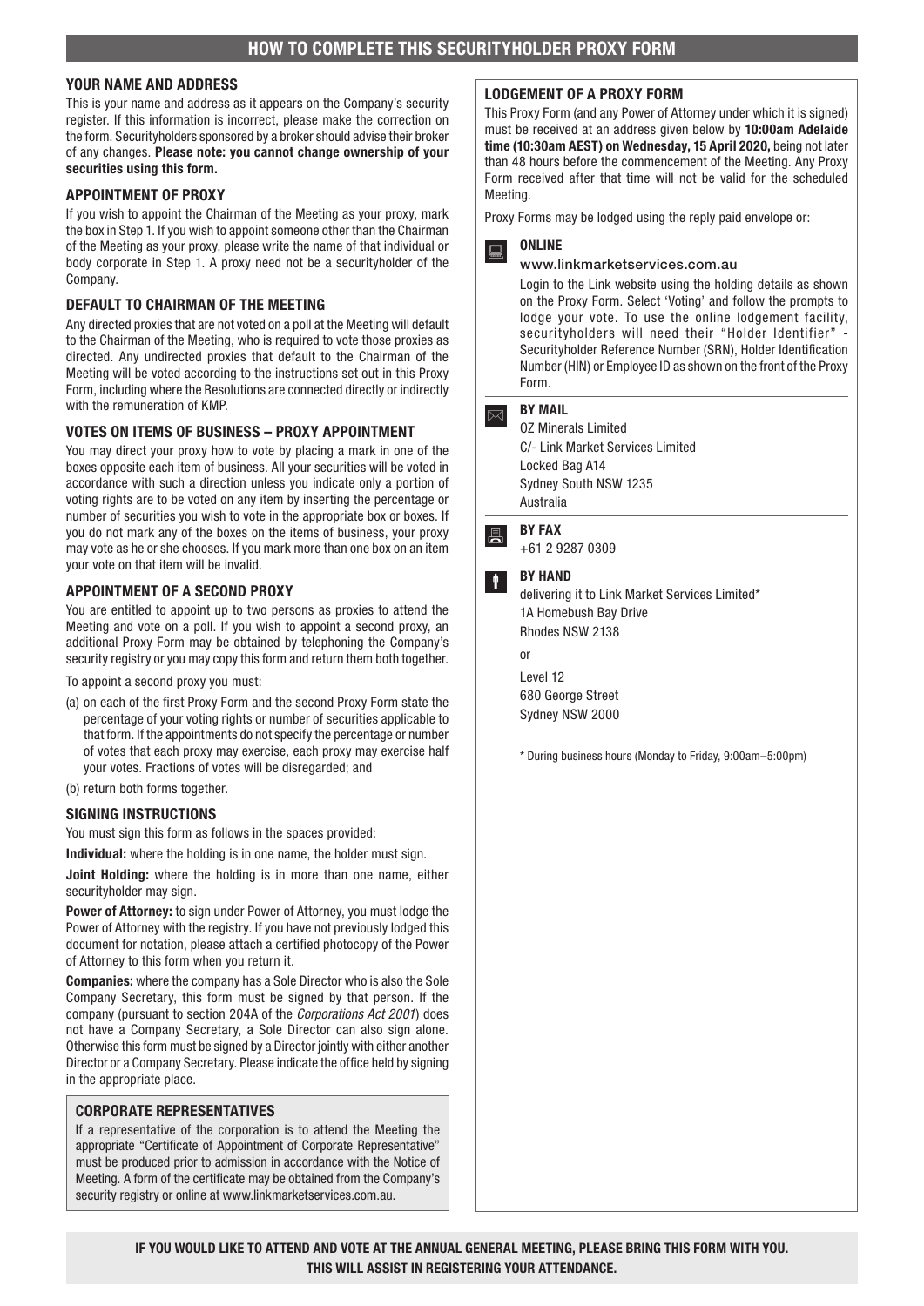# HOW TO COMPLETE THIS SECURITYHOLDER PROXY FORM

### YOUR NAME AND ADDRESS

This is your name and address as it appears on the Company's security register. If this information is incorrect, please make the correction on the form. Securityholders sponsored by a broker should advise their broker of any changes. **Please note: you cannot change ownership of your securities using this form.**

### APPOINTMENT OF PROXY

If you wish to appoint the Chairman of the Meeting as your proxy, mark the box in Step 1. If you wish to appoint someone other than the Chairman of the Meeting as your proxy, please write the name of that individual or body corporate in Step 1. A proxy need not be a securityholder of the Company.

### DEFAULT TO CHAIRMAN OF THE MEETING

Any directed proxies that are not voted on a poll at the Meeting will default to the Chairman of the Meeting, who is required to vote those proxies as directed. Any undirected proxies that default to the Chairman of the Meeting will be voted according to the instructions set out in this Proxy Form, including where the Resolutions are connected directly or indirectly with the remuneration of KMP.

### VOTES ON ITEMS OF BUSINESS – PROXY APPOINTMENT

You may direct your proxy how to vote by placing a mark in one of the boxes opposite each item of business. All your securities will be voted in accordance with such a direction unless you indicate only a portion of voting rights are to be voted on any item by inserting the percentage or number of securities you wish to vote in the appropriate box or boxes. If you do not mark any of the boxes on the items of business, your proxy may vote as he or she chooses. If you mark more than one box on an item your vote on that item will be invalid.

### APPOINTMENT OF A SECOND PROXY

You are entitled to appoint up to two persons as proxies to attend the Meeting and vote on a poll. If you wish to appoint a second proxy, an additional Proxy Form may be obtained by telephoning the Company's security registry or you may copy this form and return them both together.

To appoint a second proxy you must:

(a) on each of the first Proxy Form and the second Proxy Form state the percentage of your voting rights or number of securities applicable to that form. If the appointments do not specify the percentage or number of votes that each proxy may exercise, each proxy may exercise half your votes. Fractions of votes will be disregarded; and

(b) return both forms together.

### SIGNING INSTRUCTIONS

You must sign this form as follows in the spaces provided:

**Individual:** where the holding is in one name, the holder must sign.

**Joint Holding:** where the holding is in more than one name, either securityholder may sign.

**Power of Attorney:** to sign under Power of Attorney, you must lodge the Power of Attorney with the registry. If you have not previously lodged this document for notation, please attach a certified photocopy of the Power of Attorney to this form when you return it.

**Companies:** where the company has a Sole Director who is also the Sole Company Secretary, this form must be signed by that person. If the company (pursuant to section 204A of the *Corporations Act 2001*) does not have a Company Secretary, a Sole Director can also sign alone. Otherwise this form must be signed by a Director jointly with either another Director or a Company Secretary. Please indicate the office held by signing in the appropriate place.

### CORPORATE REPRESENTATIVES

If a representative of the corporation is to attend the Meeting the appropriate "Certificate of Appointment of Corporate Representative" must be produced prior to admission in accordance with the Notice of Meeting. A form of the certificate may be obtained from the Company's security registry or online at www.linkmarketservices.com.au.

### LODGEMENT OF A PROXY FORM

This Proxy Form (and any Power of Attorney under which it is signed) must be received at an address given below by **10:00am Adelaide time (10:30am AEST) on Wednesday, 15 April 2020,** being not later than 48 hours before the commencement of the Meeting. Any Proxy Form received after that time will not be valid for the scheduled Meeting.

Proxy Forms may be lodged using the reply paid envelope or:

**ONLINE**

www.linkmarketservices.com.au

Login to the Link website using the holding details as shown on the Proxy Form. Select 'Voting' and follow the prompts to lodge your vote. To use the online lodgement facility, securityholders will need their "Holder Identifier" - Securityholder Reference Number (SRN), Holder Identification Number (HIN) or Employee ID as shown on the front of the Proxy Form.

**BY MAIL**

OZ Minerals Limited
C/- Link Market Services Limited
Locked Bag A14
Sydney South NSW 1235
Australia

**BY FAX**

+61 2 9287 0309

**BY HAND**

delivering it to Link Market Services Limited*
1A Homebush Bay Drive
Rhodes NSW 2138

or

Level 12
680 George Street
Sydney NSW 2000

\* During business hours (Monday to Friday, 9:00am–5:00pm)

**IF YOU WOULD LIKE TO ATTEND AND VOTE AT THE ANNUAL GENERAL MEETING, PLEASE BRING THIS FORM WITH YOU. THIS WILL ASSIST IN REGISTERING YOUR ATTENDANCE.**